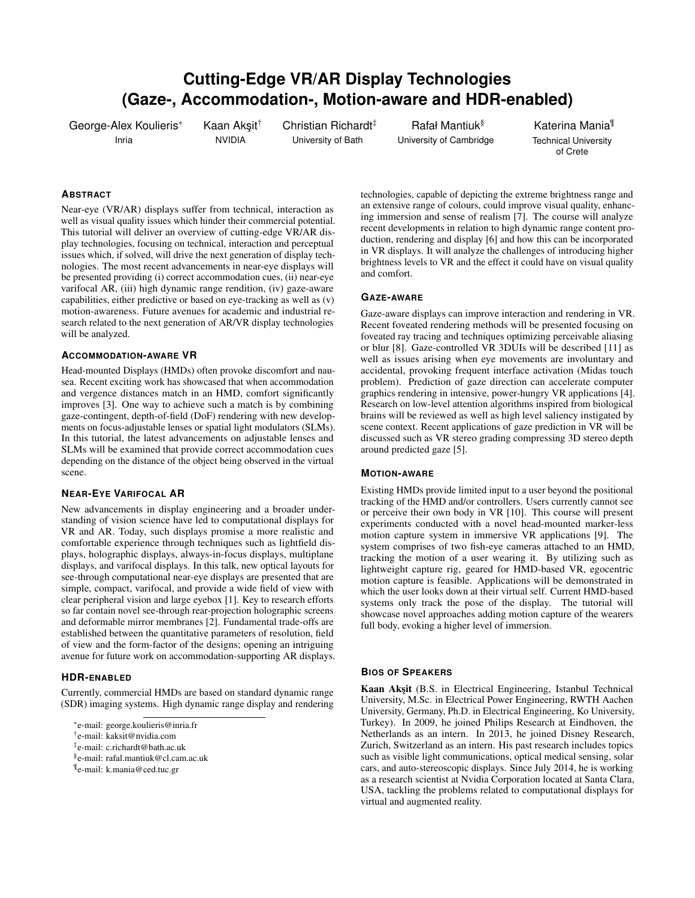# Cutting-Edge VR/AR Display Technologies (Gaze-, Accommodation-, Motion-aware and HDR-enabled)

George-Alex Koulieris[*] Inria

Kaan Akşit[†] NVIDIA

Christian Richardt[‡] University of Bath

Rafał Mantiuk[§] University of Cambridge

Katerina Mania[¶] Technical University of Crete

## Abstract

Near-eye (VR/AR) displays suffer from technical, interaction as well as visual quality issues which hinder their commercial potential. This tutorial will deliver an overview of cutting-edge VR/AR display technologies, focusing on technical, interaction and perceptual issues which, if solved, will drive the next generation of display technologies. The most recent advancements in near-eye displays will be presented providing (i) correct accommodation cues, (ii) near-eye varifocal AR, (iii) high dynamic range rendition, (iv) gaze-aware capabilities, either predictive or based on eye-tracking as well as (v) motion-awareness. Future avenues for academic and industrial research related to the next generation of AR/VR display technologies will be analyzed.

## Accommodation-aware VR

Head-mounted Displays (HMDs) often provoke discomfort and nausea. Recent exciting work has showcased that when accommodation and vergence distances match in an HMD, comfort significantly improves [3]. One way to achieve such a match is by combining gaze-contingent, depth-of-field (DoF) rendering with new developments on focus-adjustable lenses or spatial light modulators (SLMs). In this tutorial, the latest advancements on adjustable lenses and SLMs will be examined that provide correct accommodation cues depending on the distance of the object being observed in the virtual scene.

## Near-Eye Varifocal AR

New advancements in display engineering and a broader understanding of vision science have led to computational displays for VR and AR. Today, such displays promise a more realistic and comfortable experience through techniques such as lightfield displays, holographic displays, always-in-focus displays, multiplane displays, and varifocal displays. In this talk, new optical layouts for see-through computational near-eye displays are presented that are simple, compact, varifocal, and provide a wide field of view with clear peripheral vision and large eyebox [1]. Key to research efforts so far contain novel see-through rear-projection holographic screens and deformable mirror membranes [2]. Fundamental trade-offs are established between the quantitative parameters of resolution, field of view and the form-factor of the designs; opening an intriguing avenue for future work on accommodation-supporting AR displays.

## HDR-enabled

Currently, commercial HMDs are based on standard dynamic range (SDR) imaging systems. High dynamic range display and rendering technologies, capable of depicting the extreme brightness range and an extensive range of colours, could improve visual quality, enhancing immersion and sense of realism [7]. The course will analyze recent developments in relation to high dynamic range content production, rendering and display [6] and how this can be incorporated in VR displays. It will analyze the challenges of introducing higher brightness levels to VR and the effect it could have on visual quality and comfort.

## Gaze-aware

Gaze-aware displays can improve interaction and rendering in VR. Recent foveated rendering methods will be presented focusing on foveated ray tracing and techniques optimizing perceivable aliasing or blur [8]. Gaze-controlled VR 3DUIs will be described [11] as well as issues arising when eye movements are involuntary and accidental, provoking frequent interface activation (Midas touch problem). Prediction of gaze direction can accelerate computer graphics rendering in intensive, power-hungry VR applications [4]. Research on low-level attention algorithms inspired from biological brains will be reviewed as well as high level saliency instigated by scene context. Recent applications of gaze prediction in VR will be discussed such as VR stereo grading compressing 3D stereo depth around predicted gaze [5].

## Motion-aware

Existing HMDs provide limited input to a user beyond the positional tracking of the HMD and/or controllers. Users currently cannot see or perceive their own body in VR [10]. This course will present experiments conducted with a novel head-mounted marker-less motion capture system in immersive VR applications [9]. The system comprises of two fish-eye cameras attached to an HMD, tracking the motion of a user wearing it. By utilizing such as lightweight capture rig, geared for HMD-based VR, egocentric motion capture is feasible. Applications will be demonstrated in which the user looks down at their virtual self. Current HMD-based systems only track the pose of the display. The tutorial will showcase novel approaches adding motion capture of the wearers full body, evoking a higher level of immersion.

## Bios of Speakers

**Kaan Akşit** (B.S. in Electrical Engineering, Istanbul Technical University, M.Sc. in Electrical Power Engineering, RWTH Aachen University, Germany, Ph.D. in Electrical Engineering, Ko University, Turkey). In 2009, he joined Philips Research at Eindhoven, the Netherlands as an intern. In 2013, he joined Disney Research, Zurich, Switzerland as an intern. His past research includes topics such as visible light communications, optical medical sensing, solar cars, and auto-stereoscopic displays. Since July 2014, he is working as a research scientist at Nvidia Corporation located at Santa Clara, USA, tackling the problems related to computational displays for virtual and augmented reality.

---

[*] e-mail: george.koulieris@inria.fr

[†] e-mail: kaksit@nvidia.com

[‡] e-mail: c.richardt@bath.ac.uk

[§] e-mail: rafal.mantiuk@cl.cam.ac.uk

[¶] e-mail: k.mania@ced.tuc.gr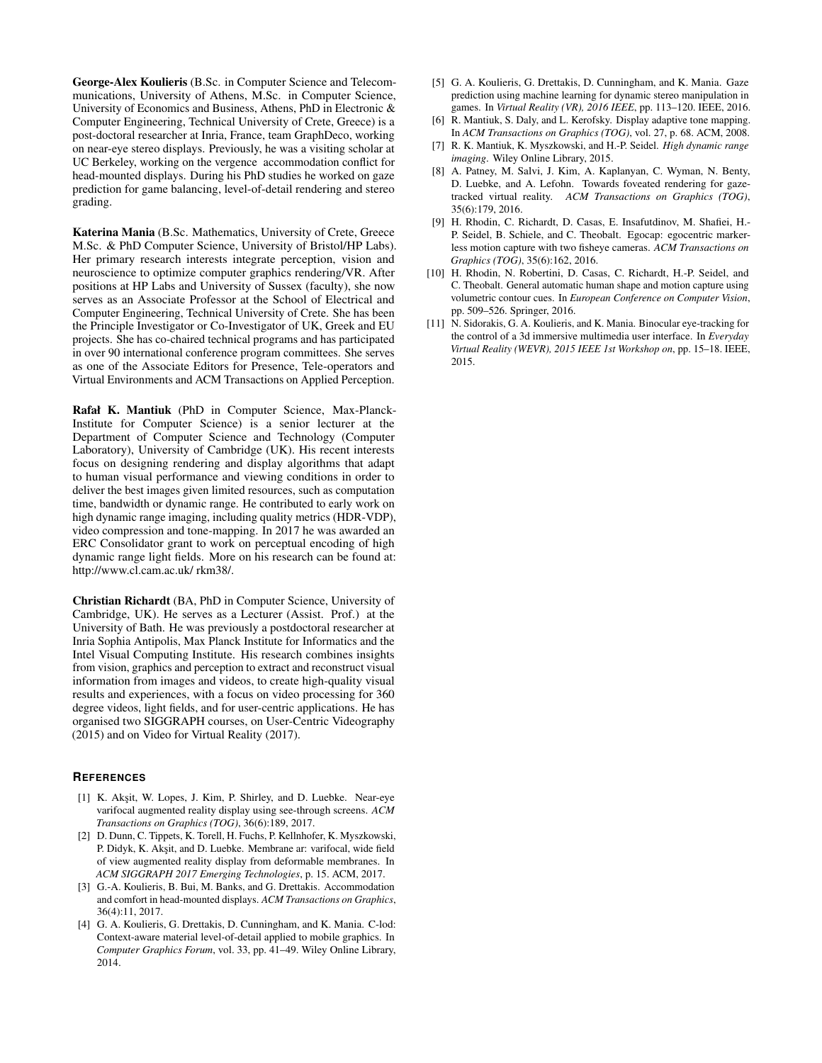**George-Alex Koulieris** (B.Sc. in Computer Science and Telecommunications, University of Athens, M.Sc. in Computer Science, University of Economics and Business, Athens, PhD in Electronic & Computer Engineering, Technical University of Crete, Greece) is a post-doctoral researcher at Inria, France, team GraphDeco, working on near-eye stereo displays. Previously, he was a visiting scholar at UC Berkeley, working on the vergence accommodation conflict for head-mounted displays. During his PhD studies he worked on gaze prediction for game balancing, level-of-detail rendering and stereo grading.

**Katerina Mania** (B.Sc. Mathematics, University of Crete, Greece M.Sc. & PhD Computer Science, University of Bristol/HP Labs). Her primary research interests integrate perception, vision and neuroscience to optimize computer graphics rendering/VR. After positions at HP Labs and University of Sussex (faculty), she now serves as an Associate Professor at the School of Electrical and Computer Engineering, Technical University of Crete. She has been the Principle Investigator or Co-Investigator of UK, Greek and EU projects. She has co-chaired technical programs and has participated in over 90 international conference program committees. She serves as one of the Associate Editors for Presence, Tele-operators and Virtual Environments and ACM Transactions on Applied Perception.

**Rafał K. Mantiuk** (PhD in Computer Science, Max-Planck-Institute for Computer Science) is a senior lecturer at the Department of Computer Science and Technology (Computer Laboratory), University of Cambridge (UK). His recent interests focus on designing rendering and display algorithms that adapt to human visual performance and viewing conditions in order to deliver the best images given limited resources, such as computation time, bandwidth or dynamic range. He contributed to early work on high dynamic range imaging, including quality metrics (HDR-VDP), video compression and tone-mapping. In 2017 he was awarded an ERC Consolidator grant to work on perceptual encoding of high dynamic range light fields. More on his research can be found at: http://www.cl.cam.ac.uk/ rkm38/.

**Christian Richardt** (BA, PhD in Computer Science, University of Cambridge, UK). He serves as a Lecturer (Assist. Prof.) at the University of Bath. He was previously a postdoctoral researcher at Inria Sophia Antipolis, Max Planck Institute for Informatics and the Intel Visual Computing Institute. His research combines insights from vision, graphics and perception to extract and reconstruct visual information from images and videos, to create high-quality visual results and experiences, with a focus on video processing for 360 degree videos, light fields, and for user-centric applications. He has organised two SIGGRAPH courses, on User-Centric Videography (2015) and on Video for Virtual Reality (2017).

## References

[1] K. Akşit, W. Lopes, J. Kim, P. Shirley, and D. Luebke. Near-eye varifocal augmented reality display using see-through screens. *ACM Transactions on Graphics (TOG)*, 36(6):189, 2017.

[2] D. Dunn, C. Tippets, K. Torell, H. Fuchs, P. Kellnhofer, K. Myszkowski, P. Didyk, K. Akşit, and D. Luebke. Membrane ar: varifocal, wide field of view augmented reality display from deformable membranes. In *ACM SIGGRAPH 2017 Emerging Technologies*, p. 15. ACM, 2017.

[3] G.-A. Koulieris, B. Bui, M. Banks, and G. Drettakis. Accommodation and comfort in head-mounted displays. *ACM Transactions on Graphics*, 36(4):11, 2017.

[4] G. A. Koulieris, G. Drettakis, D. Cunningham, and K. Mania. C-lod: Context-aware material level-of-detail applied to mobile graphics. In *Computer Graphics Forum*, vol. 33, pp. 41–49. Wiley Online Library, 2014.

[5] G. A. Koulieris, G. Drettakis, D. Cunningham, and K. Mania. Gaze prediction using machine learning for dynamic stereo manipulation in games. In *Virtual Reality (VR), 2016 IEEE*, pp. 113–120. IEEE, 2016.

[6] R. Mantiuk, S. Daly, and L. Kerofsky. Display adaptive tone mapping. In *ACM Transactions on Graphics (TOG)*, vol. 27, p. 68. ACM, 2008.

[7] R. K. Mantiuk, K. Myszkowski, and H.-P. Seidel. *High dynamic range imaging*. Wiley Online Library, 2015.

[8] A. Patney, M. Salvi, J. Kim, A. Kaplanyan, C. Wyman, N. Benty, D. Luebke, and A. Lefohn. Towards foveated rendering for gaze-tracked virtual reality. *ACM Transactions on Graphics (TOG)*, 35(6):179, 2016.

[9] H. Rhodin, C. Richardt, D. Casas, E. Insafutdinov, M. Shafiei, H.-P. Seidel, B. Schiele, and C. Theobalt. Egocap: egocentric marker-less motion capture with two fisheye cameras. *ACM Transactions on Graphics (TOG)*, 35(6):162, 2016.

[10] H. Rhodin, N. Robertini, D. Casas, C. Richardt, H.-P. Seidel, and C. Theobalt. General automatic human shape and motion capture using volumetric contour cues. In *European Conference on Computer Vision*, pp. 509–526. Springer, 2016.

[11] N. Sidorakis, G. A. Koulieris, and K. Mania. Binocular eye-tracking for the control of a 3d immersive multimedia user interface. In *Everyday Virtual Reality (WEVR), 2015 IEEE 1st Workshop on*, pp. 15–18. IEEE, 2015.